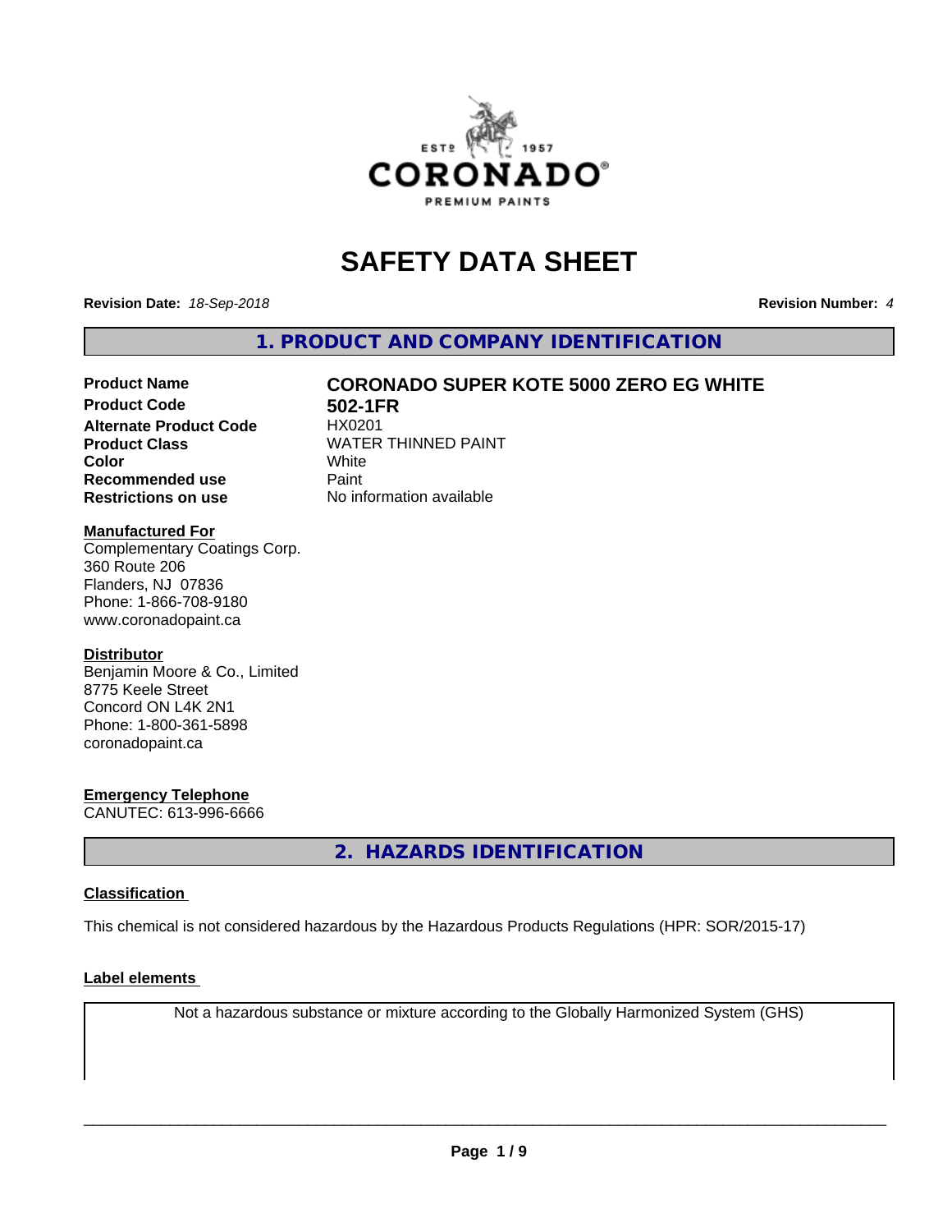# SAFETY DATA SHEET

**Revision Date:** *18-Sep-2018*

**Revision Number:** *4*

## 1. PRODUCT AND COMPANY IDENTIFICATION

| | |
|---|---|
| **Product Name** | **CORONADO SUPER KOTE 5000 ZERO EG WHITE** |
| **Product Code** | **502-1FR** |
| **Alternate Product Code** | HX0201 |
| **Product Class** | WATER THINNED PAINT |
| **Color** | White |
| **Recommended use** | Paint |
| **Restrictions on use** | No information available |

**Manufactured For**
Complementary Coatings Corp.
360 Route 206
Flanders, NJ 07836
Phone: 1-866-708-9180
www.coronadopaint.ca

**Distributor**
Benjamin Moore & Co., Limited
8775 Keele Street
Concord ON L4K 2N1
Phone: 1-800-361-5898
coronadopaint.ca

**Emergency Telephone**
CANUTEC: 613-996-6666

## 2. HAZARDS IDENTIFICATION

**Classification**

This chemical is not considered hazardous by the Hazardous Products Regulations (HPR: SOR/2015-17)

**Label elements**

Not a hazardous substance or mixture according to the Globally Harmonized System (GHS)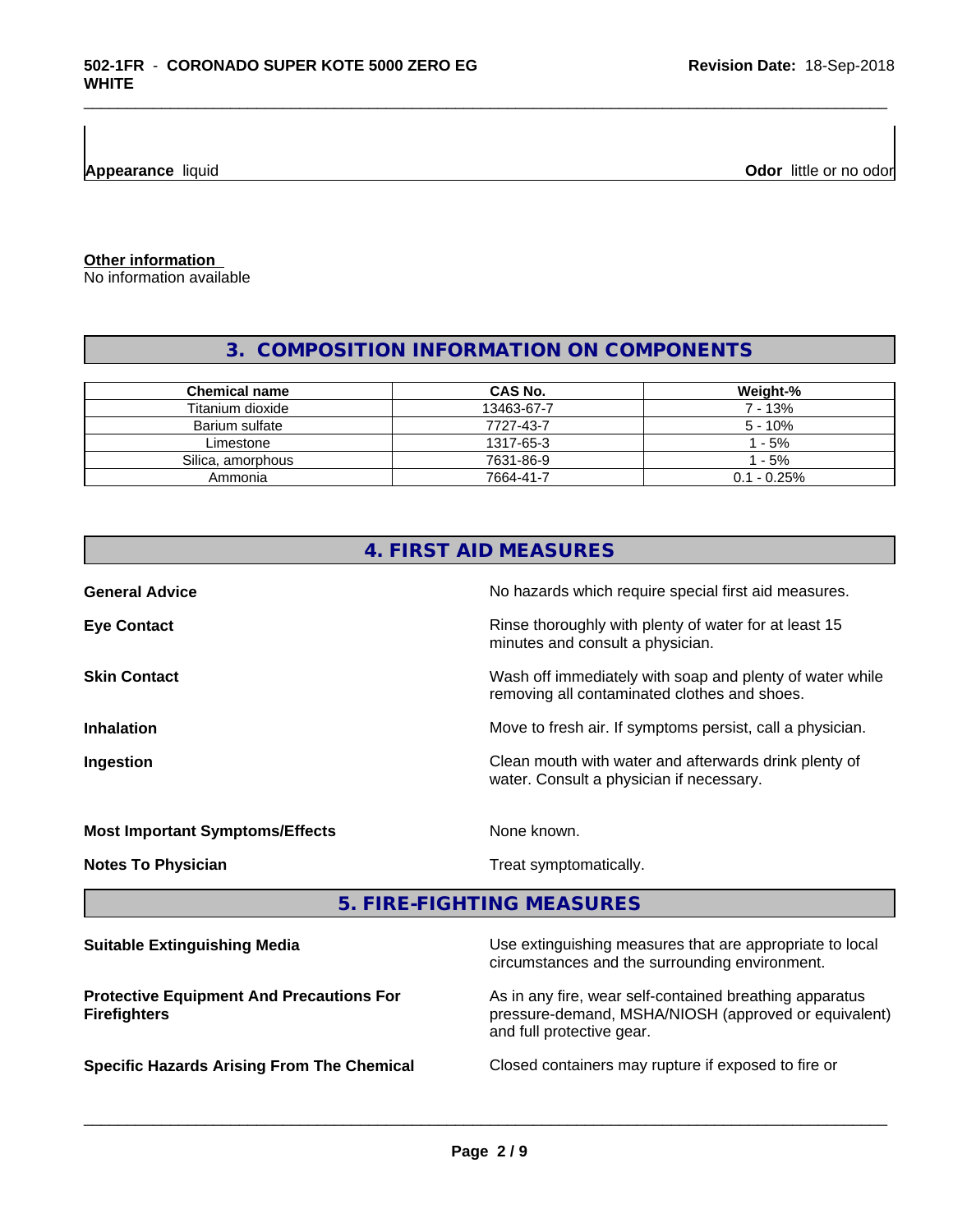**Appearance** liquid

**Odor** little or no odor

**Other information**
No information available

## 3. COMPOSITION INFORMATION ON COMPONENTS

| Chemical name | CAS No. | Weight-% |
| --- | --- | --- |
| Titanium dioxide | 13463-67-7 | 7 - 13% |
| Barium sulfate | 7727-43-7 | 5 - 10% |
| Limestone | 1317-65-3 | 1 - 5% |
| Silica, amorphous | 7631-86-9 | 1 - 5% |
| Ammonia | 7664-41-7 | 0.1 - 0.25% |

## 4. FIRST AID MEASURES

**General Advice**
No hazards which require special first aid measures.

**Eye Contact**
Rinse thoroughly with plenty of water for at least 15 minutes and consult a physician.

**Skin Contact**
Wash off immediately with soap and plenty of water while removing all contaminated clothes and shoes.

**Inhalation**
Move to fresh air. If symptoms persist, call a physician.

**Ingestion**
Clean mouth with water and afterwards drink plenty of water. Consult a physician if necessary.

**Most Important Symptoms/Effects**
None known.

**Notes To Physician**
Treat symptomatically.

## 5. FIRE-FIGHTING MEASURES

**Suitable Extinguishing Media**
Use extinguishing measures that are appropriate to local circumstances and the surrounding environment.

**Protective Equipment And Precautions For Firefighters**
As in any fire, wear self-contained breathing apparatus pressure-demand, MSHA/NIOSH (approved or equivalent) and full protective gear.

**Specific Hazards Arising From The Chemical**
Closed containers may rupture if exposed to fire or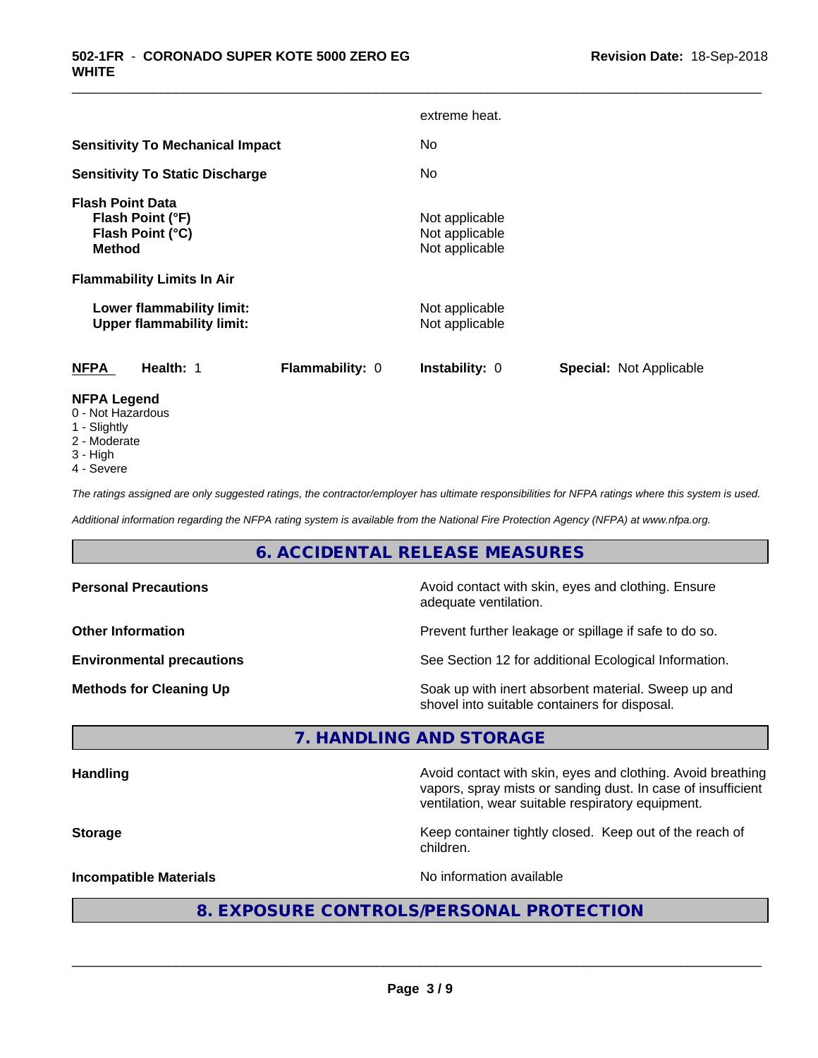extreme heat.

| | |
|---|---|
| **Sensitivity To Mechanical Impact** | No |
| **Sensitivity To Static Discharge** | No |

**Flash Point Data**

| | |
|---|---|
| **Flash Point (°F)** | Not applicable |
| **Flash Point (°C)** | Not applicable |
| **Method** | Not applicable |

**Flammability Limits In Air**

| | |
|---|---|
| **Lower flammability limit:** | Not applicable |
| **Upper flammability limit:** | Not applicable |

| **NFPA** | **Health:** 1 | **Flammability:** 0 | **Instability:** 0 | **Special:** Not Applicable |
|---|---|---|---|---|

**NFPA Legend**
- 0 - Not Hazardous
- 1 - Slightly
- 2 - Moderate
- 3 - High
- 4 - Severe

*The ratings assigned are only suggested ratings, the contractor/employer has ultimate responsibilities for NFPA ratings where this system is used.*

*Additional information regarding the NFPA rating system is available from the National Fire Protection Agency (NFPA) at www.nfpa.org.*

## 6. ACCIDENTAL RELEASE MEASURES

| | |
|---|---|
| **Personal Precautions** | Avoid contact with skin, eyes and clothing. Ensure adequate ventilation. |
| **Other Information** | Prevent further leakage or spillage if safe to do so. |
| **Environmental precautions** | See Section 12 for additional Ecological Information. |
| **Methods for Cleaning Up** | Soak up with inert absorbent material. Sweep up and shovel into suitable containers for disposal. |

## 7. HANDLING AND STORAGE

| | |
|---|---|
| **Handling** | Avoid contact with skin, eyes and clothing. Avoid breathing vapors, spray mists or sanding dust. In case of insufficient ventilation, wear suitable respiratory equipment. |
| **Storage** | Keep container tightly closed. Keep out of the reach of children. |
| **Incompatible Materials** | No information available |

## 8. EXPOSURE CONTROLS/PERSONAL PROTECTION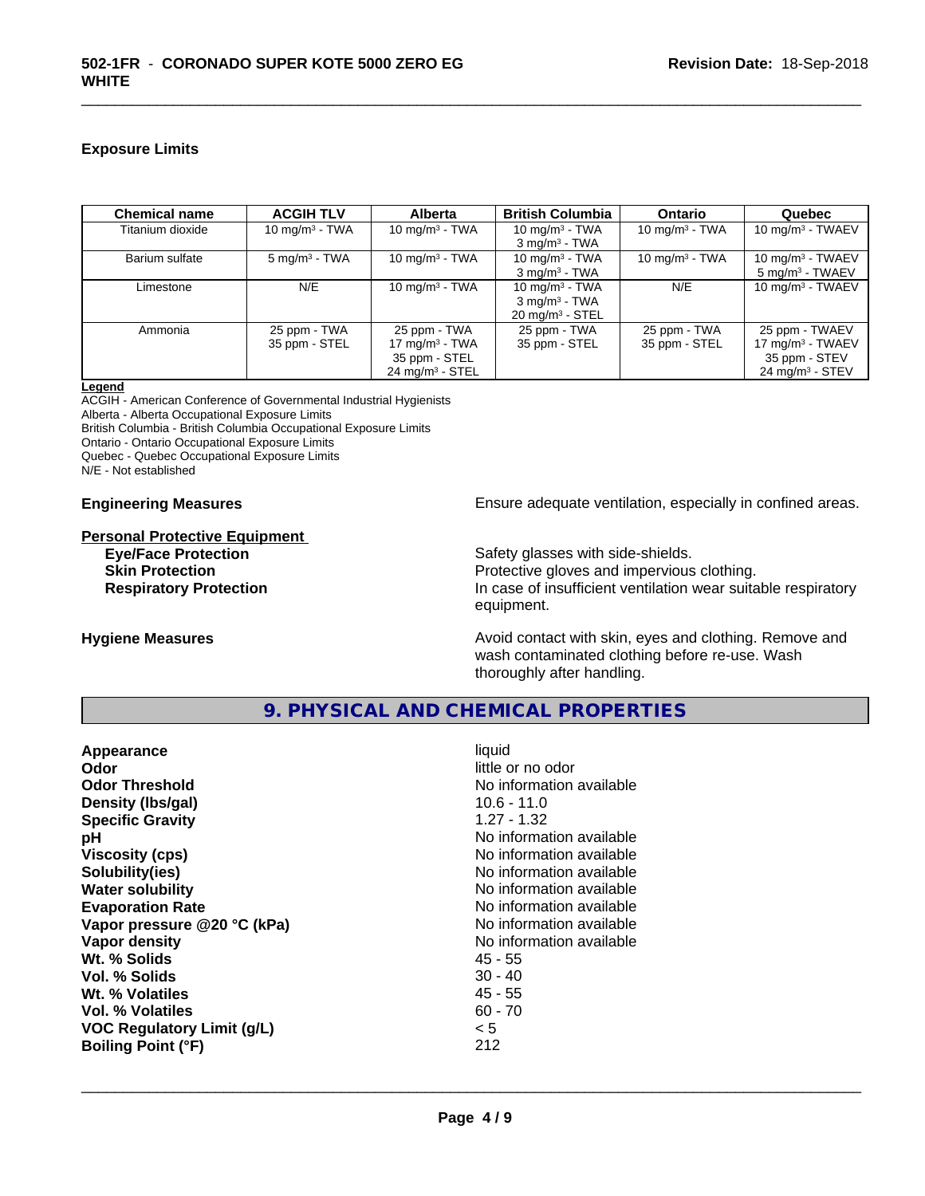### Exposure Limits

| Chemical name | ACGIH TLV | Alberta | British Columbia | Ontario | Quebec |
|---|---|---|---|---|---|
| Titanium dioxide | 10 mg/m³ - TWA | 10 mg/m³ - TWA | 10 mg/m³ - TWA<br>3 mg/m³ - TWA | 10 mg/m³ - TWA | 10 mg/m³ - TWAEV |
| Barium sulfate | 5 mg/m³ - TWA | 10 mg/m³ - TWA | 10 mg/m³ - TWA<br>3 mg/m³ - TWA | 10 mg/m³ - TWA | 10 mg/m³ - TWAEV<br>5 mg/m³ - TWAEV |
| Limestone | N/E | 10 mg/m³ - TWA | 10 mg/m³ - TWA<br>3 mg/m³ - TWA<br>20 mg/m³ - STEL | N/E | 10 mg/m³ - TWAEV |
| Ammonia | 25 ppm - TWA<br>35 ppm - STEL | 25 ppm - TWA<br>17 mg/m³ - TWA<br>35 ppm - STEL<br>24 mg/m³ - STEL | 25 ppm - TWA<br>35 ppm - STEL | 25 ppm - TWA<br>35 ppm - STEL | 25 ppm - TWAEV<br>17 mg/m³ - TWAEV<br>35 ppm - STEV<br>24 mg/m³ - STEV |

**Legend**
ACGIH - American Conference of Governmental Industrial Hygienists
Alberta - Alberta Occupational Exposure Limits
British Columbia - British Columbia Occupational Exposure Limits
Ontario - Ontario Occupational Exposure Limits
Quebec - Quebec Occupational Exposure Limits
N/E - Not established

**Engineering Measures** Ensure adequate ventilation, especially in confined areas.

**Personal Protective Equipment**

**Eye/Face Protection** Safety glasses with side-shields.
**Skin Protection** Protective gloves and impervious clothing.
**Respiratory Protection** In case of insufficient ventilation wear suitable respiratory equipment.

**Hygiene Measures** Avoid contact with skin, eyes and clothing. Remove and wash contaminated clothing before re-use. Wash thoroughly after handling.

## 9. PHYSICAL AND CHEMICAL PROPERTIES

**Appearance** liquid
**Odor** little or no odor
**Odor Threshold** No information available
**Density (lbs/gal)** 10.6 - 11.0
**Specific Gravity** 1.27 - 1.32
**pH** No information available
**Viscosity (cps)** No information available
**Solubility(ies)** No information available
**Water solubility** No information available
**Evaporation Rate** No information available
**Vapor pressure @20 °C (kPa)** No information available
**Vapor density** No information available
**Wt. % Solids** 45 - 55
**Vol. % Solids** 30 - 40
**Wt. % Volatiles** 45 - 55
**Vol. % Volatiles** 60 - 70
**VOC Regulatory Limit (g/L)** < 5
**Boiling Point (°F)** 212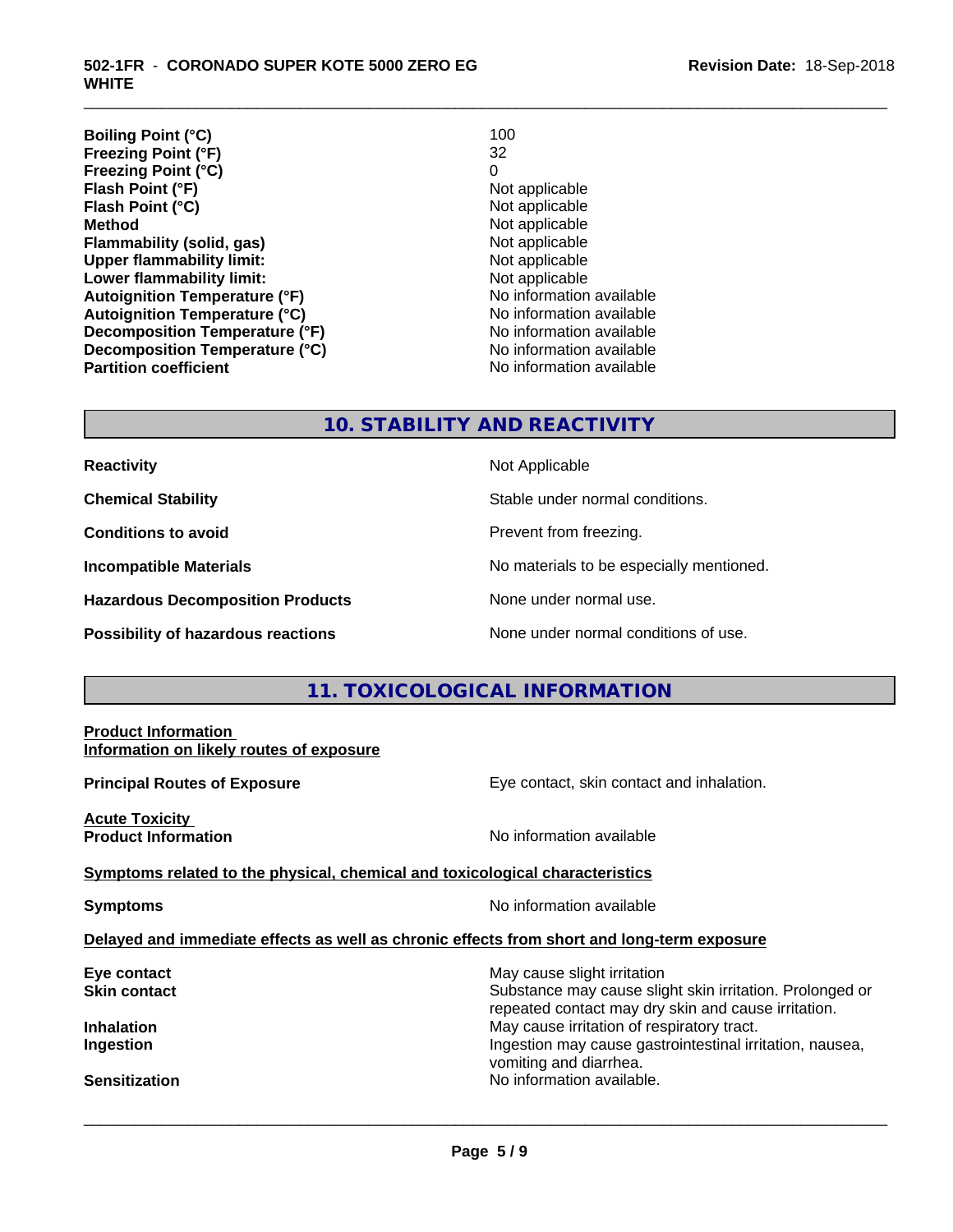| | |
|---|---|
| **Boiling Point (°C)** | 100 |
| **Freezing Point (°F)** | 32 |
| **Freezing Point (°C)** | 0 |
| **Flash Point (°F)** | Not applicable |
| **Flash Point (°C)** | Not applicable |
| **Method** | Not applicable |
| **Flammability (solid, gas)** | Not applicable |
| **Upper flammability limit:** | Not applicable |
| **Lower flammability limit:** | Not applicable |
| **Autoignition Temperature (°F)** | No information available |
| **Autoignition Temperature (°C)** | No information available |
| **Decomposition Temperature (°F)** | No information available |
| **Decomposition Temperature (°C)** | No information available |
| **Partition coefficient** | No information available |

## 10. STABILITY AND REACTIVITY

| | |
|---|---|
| **Reactivity** | Not Applicable |
| **Chemical Stability** | Stable under normal conditions. |
| **Conditions to avoid** | Prevent from freezing. |
| **Incompatible Materials** | No materials to be especially mentioned. |
| **Hazardous Decomposition Products** | None under normal use. |
| **Possibility of hazardous reactions** | None under normal conditions of use. |

## 11. TOXICOLOGICAL INFORMATION

**Product Information**

**Information on likely routes of exposure**

**Principal Routes of Exposure** — Eye contact, skin contact and inhalation.

**Acute Toxicity**

**Product Information** — No information available

**Symptoms related to the physical, chemical and toxicological characteristics**

**Symptoms** — No information available

**Delayed and immediate effects as well as chronic effects from short and long-term exposure**

| | |
|---|---|
| **Eye contact** | May cause slight irritation |
| **Skin contact** | Substance may cause slight skin irritation. Prolonged or repeated contact may dry skin and cause irritation. |
| **Inhalation** | May cause irritation of respiratory tract. |
| **Ingestion** | Ingestion may cause gastrointestinal irritation, nausea, vomiting and diarrhea. |
| **Sensitization** | No information available. |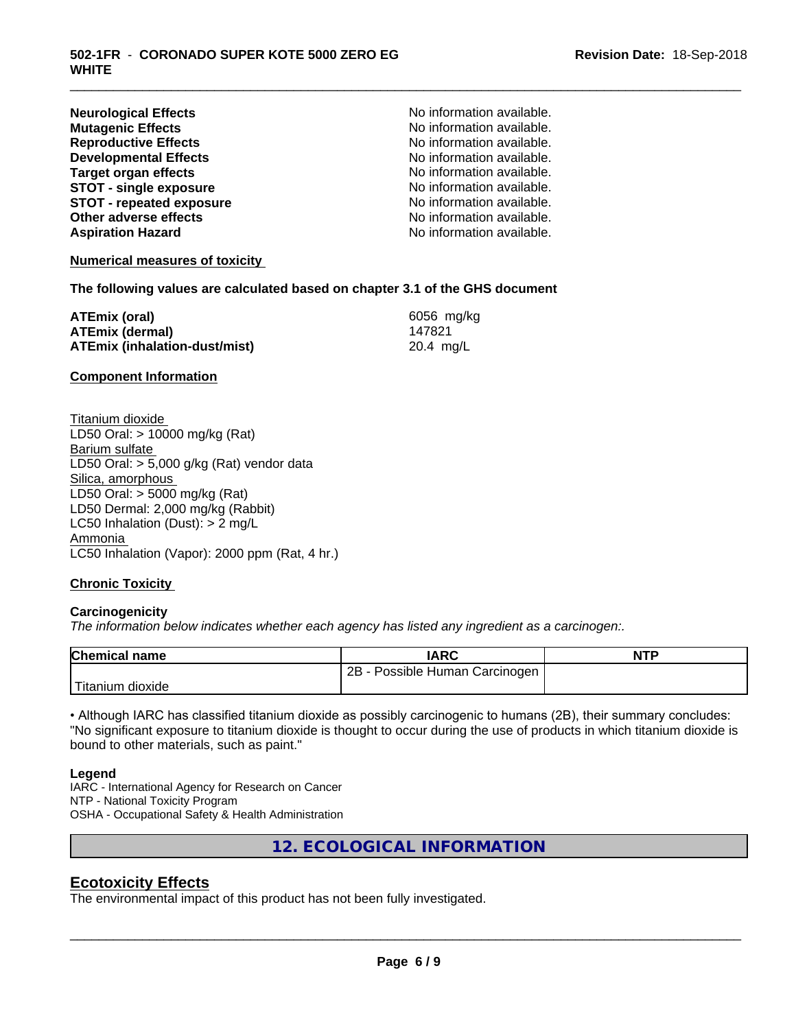| | |
|---|---|
| **Neurological Effects** | No information available. |
| **Mutagenic Effects** | No information available. |
| **Reproductive Effects** | No information available. |
| **Developmental Effects** | No information available. |
| **Target organ effects** | No information available. |
| **STOT - single exposure** | No information available. |
| **STOT - repeated exposure** | No information available. |
| **Other adverse effects** | No information available. |
| **Aspiration Hazard** | No information available. |

**Numerical measures of toxicity**

**The following values are calculated based on chapter 3.1 of the GHS document**

| | |
|---|---|
| **ATEmix (oral)** | 6056 mg/kg |
| **ATEmix (dermal)** | 147821 |
| **ATEmix (inhalation-dust/mist)** | 20.4 mg/L |

**Component Information**

Titanium dioxide
LD50 Oral: > 10000 mg/kg (Rat)
Barium sulfate
LD50 Oral: > 5,000 g/kg (Rat) vendor data
Silica, amorphous
LD50 Oral: > 5000 mg/kg (Rat)
LD50 Dermal: 2,000 mg/kg (Rabbit)
LC50 Inhalation (Dust): > 2 mg/L
Ammonia
LC50 Inhalation (Vapor): 2000 ppm (Rat, 4 hr.)

**Chronic Toxicity**

**Carcinogenicity**

*The information below indicates whether each agency has listed any ingredient as a carcinogen:.*

| Chemical name | IARC | NTP |
|---|---|---|
| Titanium dioxide | 2B - Possible Human Carcinogen | |

• Although IARC has classified titanium dioxide as possibly carcinogenic to humans (2B), their summary concludes: "No significant exposure to titanium dioxide is thought to occur during the use of products in which titanium dioxide is bound to other materials, such as paint."

**Legend**

IARC - International Agency for Research on Cancer
NTP - National Toxicity Program
OSHA - Occupational Safety & Health Administration

## 12. ECOLOGICAL INFORMATION

### Ecotoxicity Effects

The environmental impact of this product has not been fully investigated.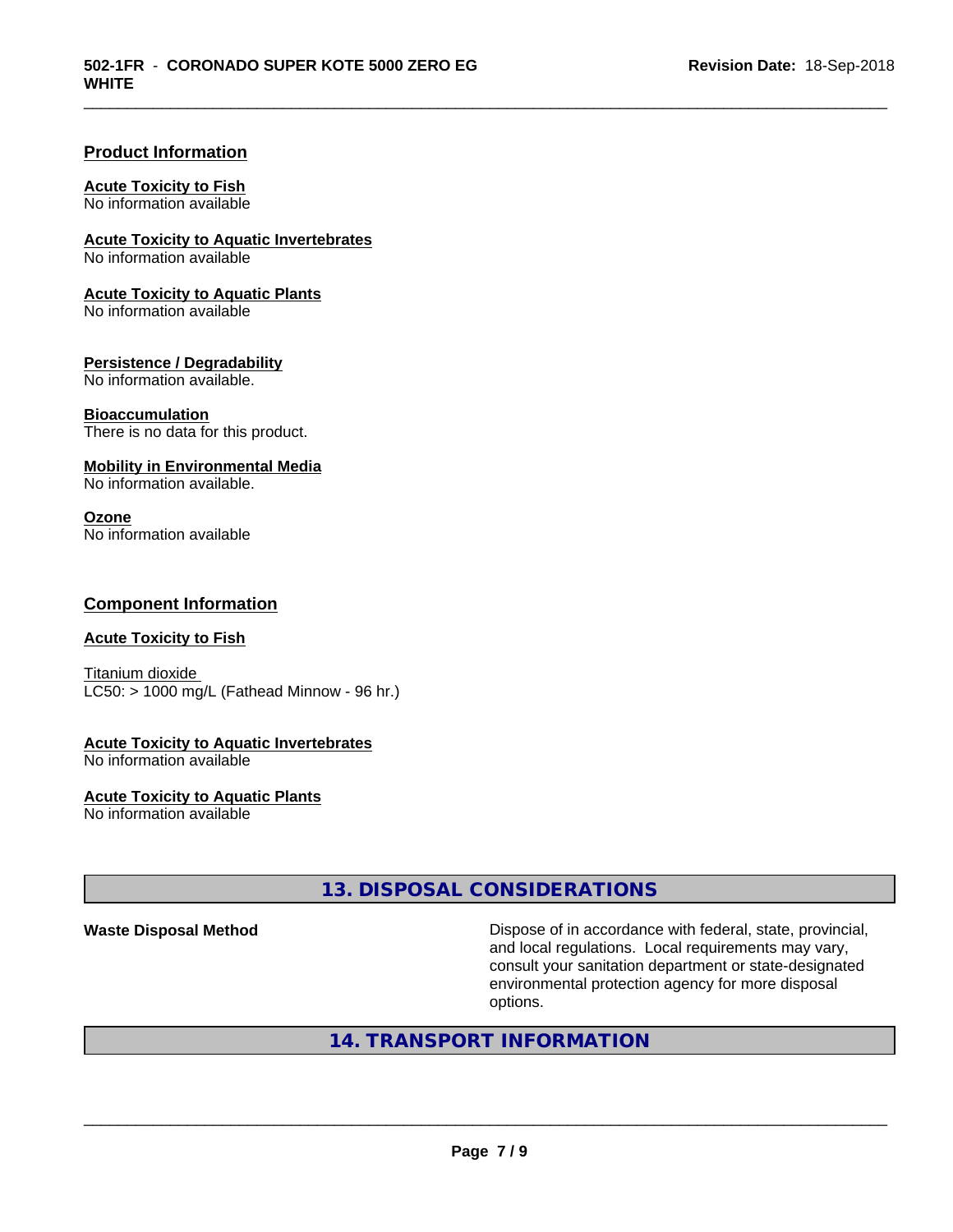## Product Information

**Acute Toxicity to Fish**
No information available

**Acute Toxicity to Aquatic Invertebrates**
No information available

**Acute Toxicity to Aquatic Plants**
No information available

**Persistence / Degradability**
No information available.

**Bioaccumulation**
There is no data for this product.

**Mobility in Environmental Media**
No information available.

**Ozone**
No information available

## Component Information

**Acute Toxicity to Fish**

Titanium dioxide
LC50: > 1000 mg/L (Fathead Minnow - 96 hr.)

**Acute Toxicity to Aquatic Invertebrates**
No information available

**Acute Toxicity to Aquatic Plants**
No information available

# 13. DISPOSAL CONSIDERATIONS

**Waste Disposal Method**

Dispose of in accordance with federal, state, provincial, and local regulations. Local requirements may vary, consult your sanitation department or state-designated environmental protection agency for more disposal options.

# 14. TRANSPORT INFORMATION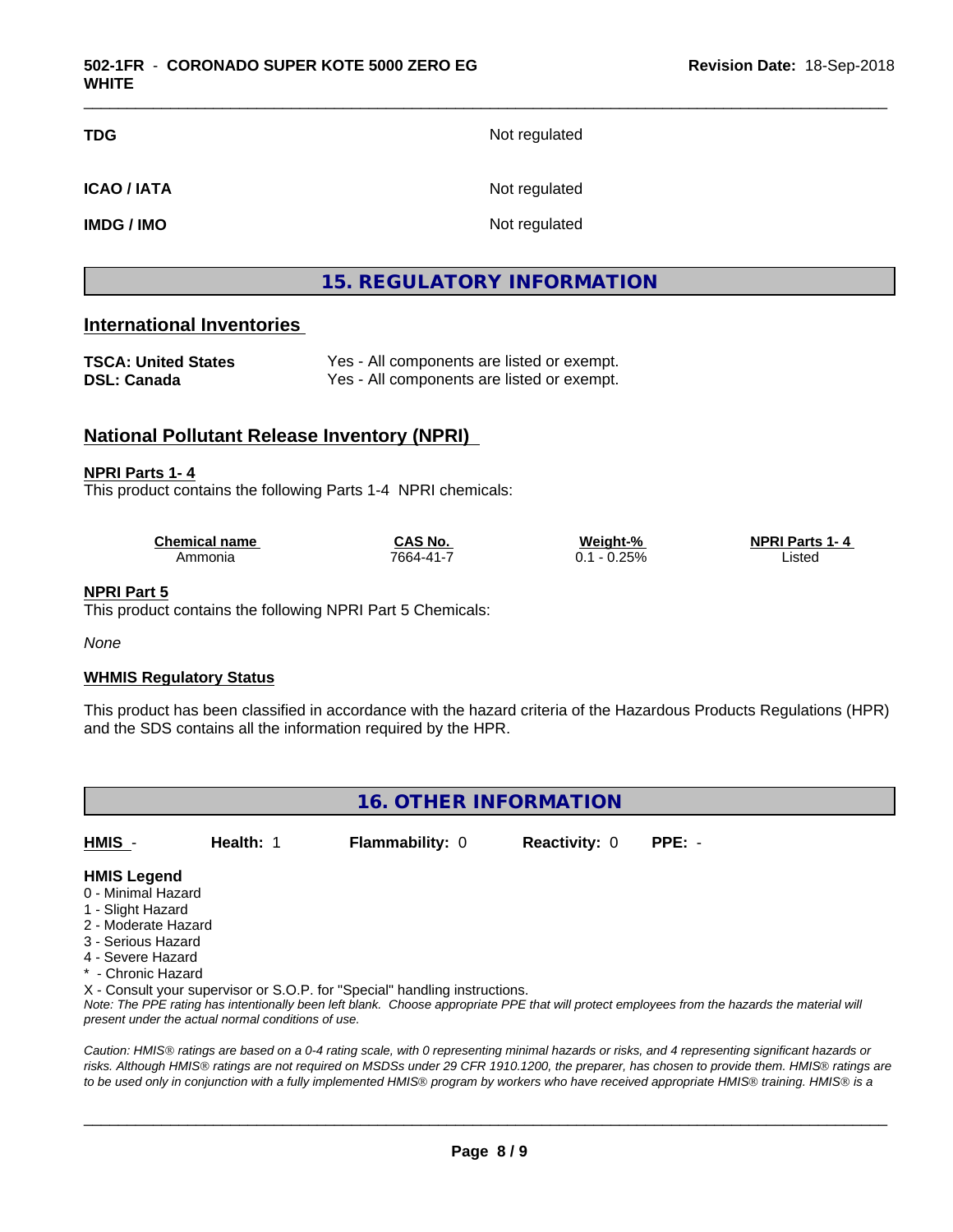| | |
|---|---|
| **TDG** | Not regulated |
| **ICAO / IATA** | Not regulated |
| **IMDG / IMO** | Not regulated |

## 15. REGULATORY INFORMATION

### International Inventories

| | |
|---|---|
| **TSCA: United States** | Yes - All components are listed or exempt. |
| **DSL: Canada** | Yes - All components are listed or exempt. |

### National Pollutant Release Inventory (NPRI)

**NPRI Parts 1- 4**

This product contains the following Parts 1-4 NPRI chemicals:

| Chemical name | CAS No. | Weight-% | NPRI Parts 1- 4 |
|---|---|---|---|
| Ammonia | 7664-41-7 | 0.1 - 0.25% | Listed |

**NPRI Part 5**

This product contains the following NPRI Part 5 Chemicals:

*None*

**WHMIS Regulatory Status**

This product has been classified in accordance with the hazard criteria of the Hazardous Products Regulations (HPR) and the SDS contains all the information required by the HPR.

## 16. OTHER INFORMATION

| HMIS - | Health: 1 | Flammability: 0 | Reactivity: 0 | PPE: - |
|---|---|---|---|---|

**HMIS Legend**

0 - Minimal Hazard
1 - Slight Hazard
2 - Moderate Hazard
3 - Serious Hazard
4 - Severe Hazard
* - Chronic Hazard
X - Consult your supervisor or S.O.P. for "Special" handling instructions.

*Note: The PPE rating has intentionally been left blank. Choose appropriate PPE that will protect employees from the hazards the material will present under the actual normal conditions of use.*

*Caution: HMIS® ratings are based on a 0-4 rating scale, with 0 representing minimal hazards or risks, and 4 representing significant hazards or risks. Although HMIS® ratings are not required on MSDSs under 29 CFR 1910.1200, the preparer, has chosen to provide them. HMIS® ratings are to be used only in conjunction with a fully implemented HMIS® program by workers who have received appropriate HMIS® training. HMIS® is a*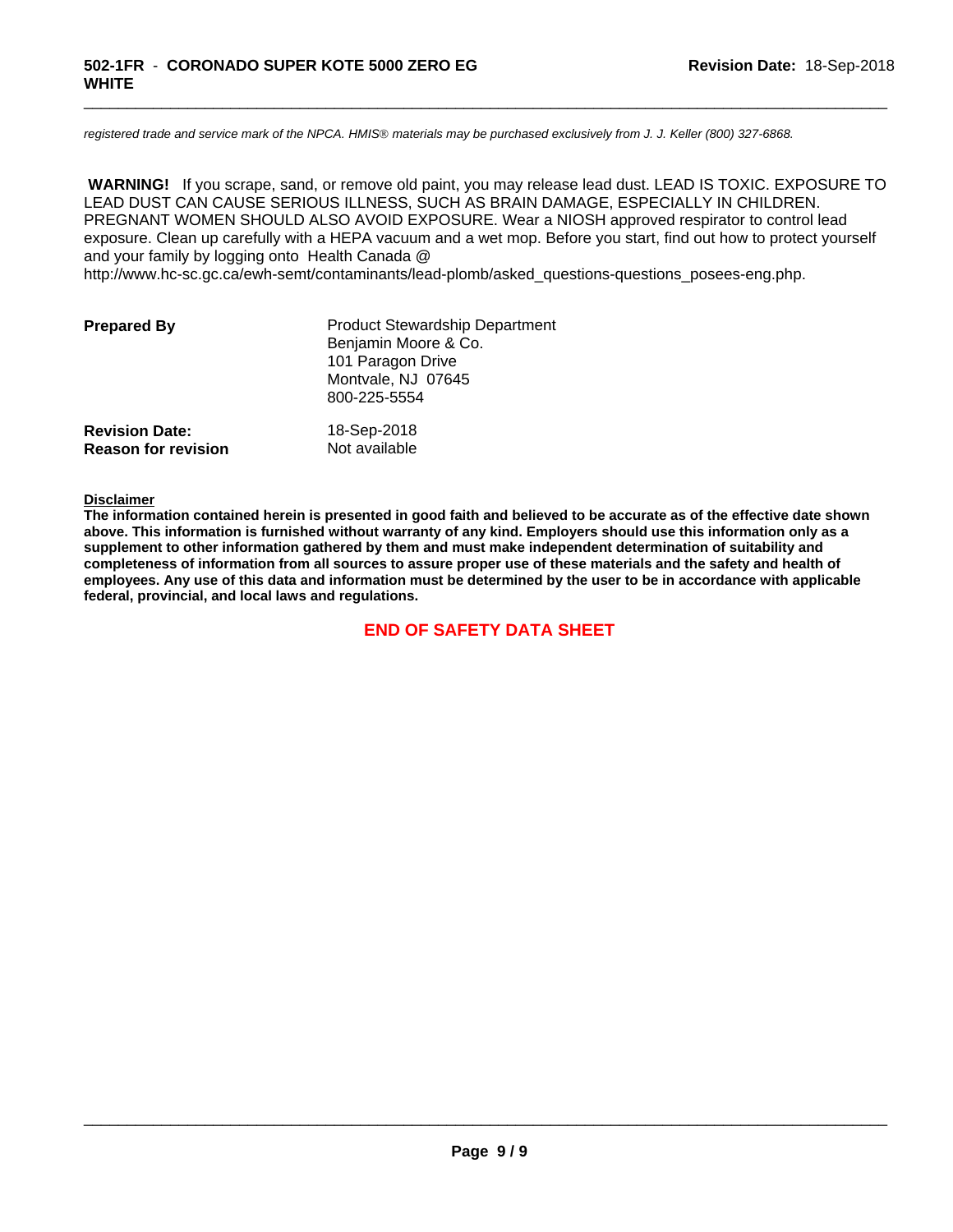*registered trade and service mark of the NPCA. HMIS® materials may be purchased exclusively from J. J. Keller (800) 327-6868.*

**WARNING!** If you scrape, sand, or remove old paint, you may release lead dust. LEAD IS TOXIC. EXPOSURE TO LEAD DUST CAN CAUSE SERIOUS ILLNESS, SUCH AS BRAIN DAMAGE, ESPECIALLY IN CHILDREN. PREGNANT WOMEN SHOULD ALSO AVOID EXPOSURE. Wear a NIOSH approved respirator to control lead exposure. Clean up carefully with a HEPA vacuum and a wet mop. Before you start, find out how to protect yourself and your family by logging onto Health Canada @ http://www.hc-sc.gc.ca/ewh-semt/contaminants/lead-plomb/asked_questions-questions_posees-eng.php.

| | |
|---|---|
| **Prepared By** | Product Stewardship Department<br>Benjamin Moore & Co.<br>101 Paragon Drive<br>Montvale, NJ 07645<br>800-225-5554 |
| **Revision Date:** | 18-Sep-2018 |
| **Reason for revision** | Not available |

**Disclaimer**

**The information contained herein is presented in good faith and believed to be accurate as of the effective date shown above. This information is furnished without warranty of any kind. Employers should use this information only as a supplement to other information gathered by them and must make independent determination of suitability and completeness of information from all sources to assure proper use of these materials and the safety and health of employees. Any use of this data and information must be determined by the user to be in accordance with applicable federal, provincial, and local laws and regulations.**

**END OF SAFETY DATA SHEET**